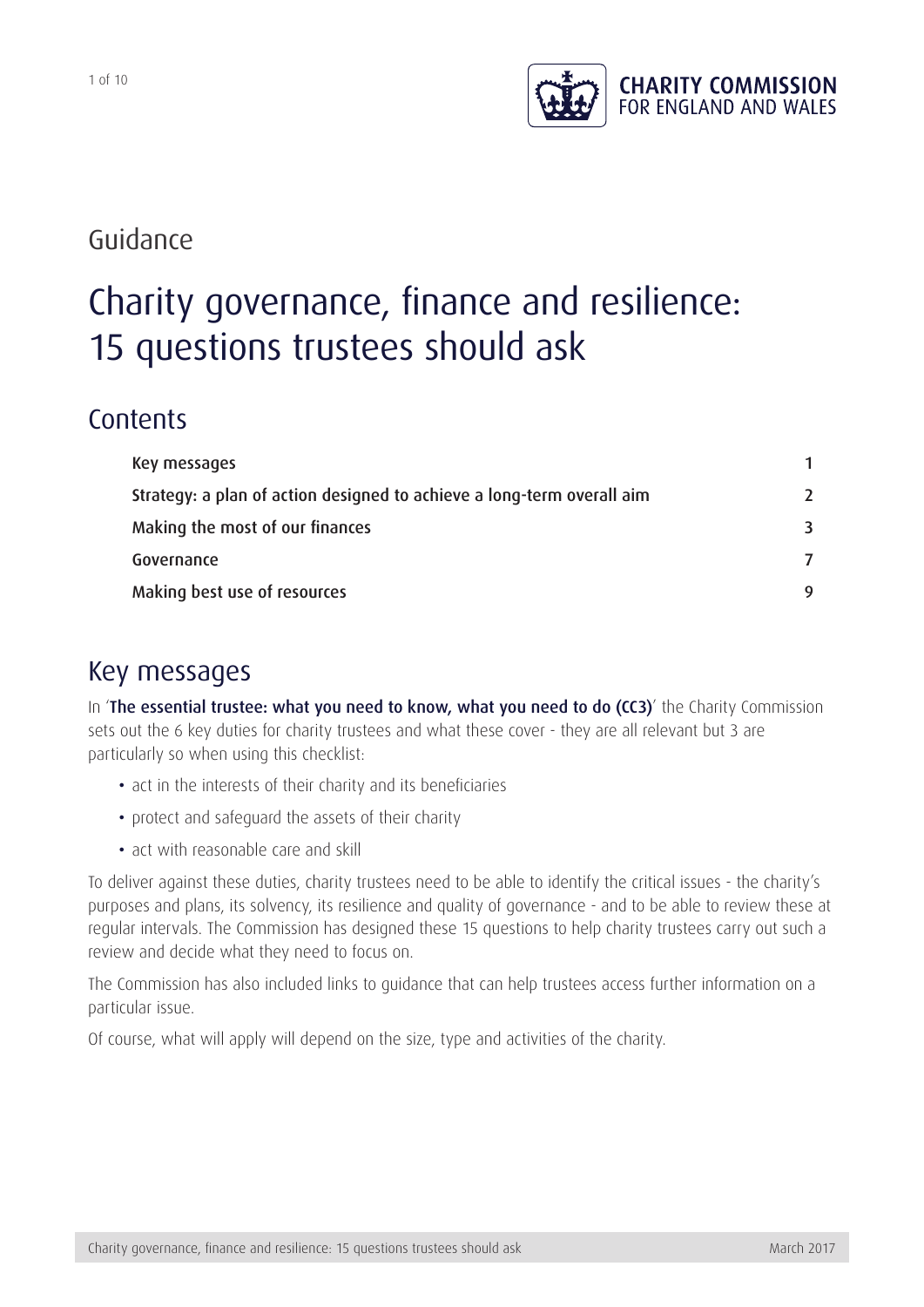CHARITY COMMISSION FOR ENGLAND AND WALES

Guidance

# Charity governance, finance and resilience: 15 questions trustees should ask

## Contents

| | |
|---|---|
| Key messages | 1 |
| Strategy: a plan of action designed to achieve a long-term overall aim | 2 |
| Making the most of our finances | 3 |
| Governance | 7 |
| Making best use of resources | 9 |

## Key messages

In '**The essential trustee: what you need to know, what you need to do (CC3)**' the Charity Commission sets out the 6 key duties for charity trustees and what these cover - they are all relevant but 3 are particularly so when using this checklist:

- act in the interests of their charity and its beneficiaries
- protect and safeguard the assets of their charity
- act with reasonable care and skill

To deliver against these duties, charity trustees need to be able to identify the critical issues - the charity's purposes and plans, its solvency, its resilience and quality of governance - and to be able to review these at regular intervals. The Commission has designed these 15 questions to help charity trustees carry out such a review and decide what they need to focus on.

The Commission has also included links to guidance that can help trustees access further information on a particular issue.

Of course, what will apply will depend on the size, type and activities of the charity.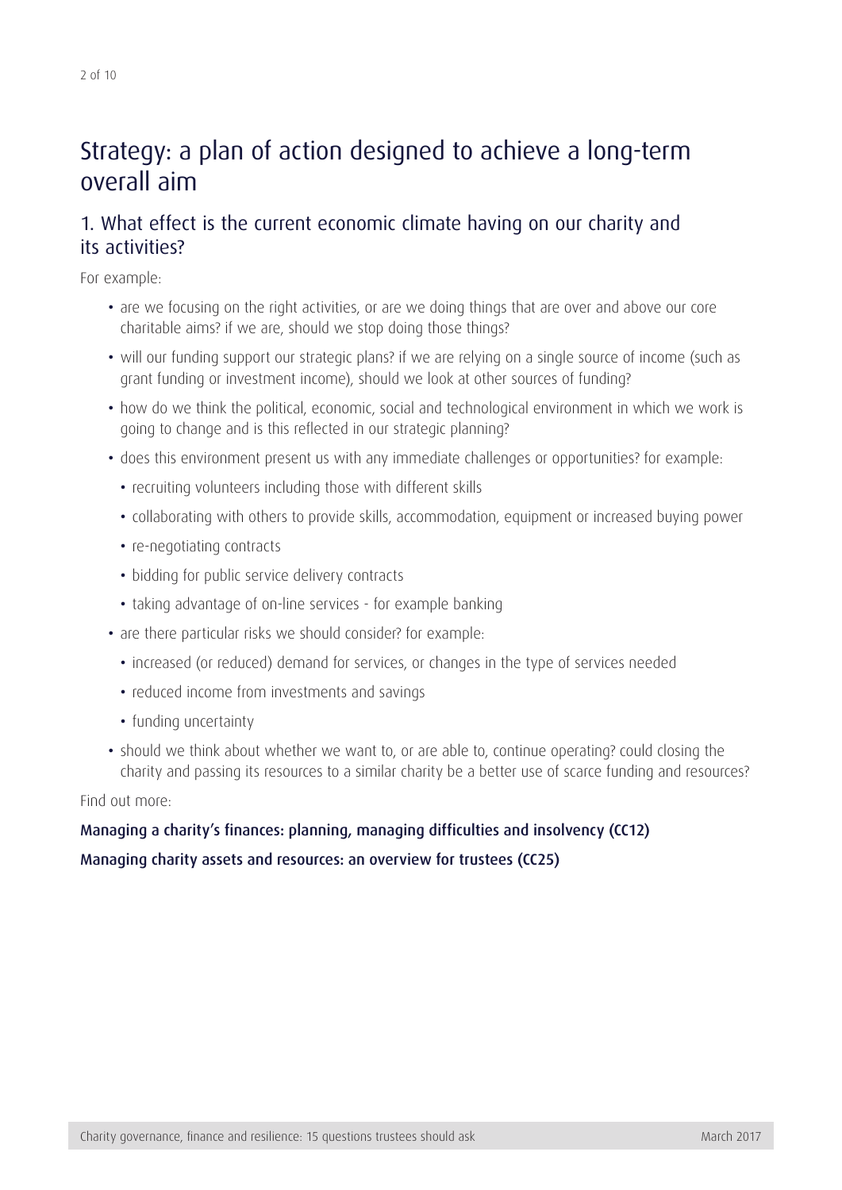# Strategy: a plan of action designed to achieve a long-term overall aim

## 1. What effect is the current economic climate having on our charity and its activities?

For example:

- are we focusing on the right activities, or are we doing things that are over and above our core charitable aims? if we are, should we stop doing those things?
- will our funding support our strategic plans? if we are relying on a single source of income (such as grant funding or investment income), should we look at other sources of funding?
- how do we think the political, economic, social and technological environment in which we work is going to change and is this reflected in our strategic planning?
- does this environment present us with any immediate challenges or opportunities? for example:
  - recruiting volunteers including those with different skills
  - collaborating with others to provide skills, accommodation, equipment or increased buying power
  - re-negotiating contracts
  - bidding for public service delivery contracts
  - taking advantage of on-line services - for example banking
- are there particular risks we should consider? for example:
  - increased (or reduced) demand for services, or changes in the type of services needed
  - reduced income from investments and savings
  - funding uncertainty
- should we think about whether we want to, or are able to, continue operating? could closing the charity and passing its resources to a similar charity be a better use of scarce funding and resources?

Find out more:

**Managing a charity's finances: planning, managing difficulties and insolvency (CC12)**

**Managing charity assets and resources: an overview for trustees (CC25)**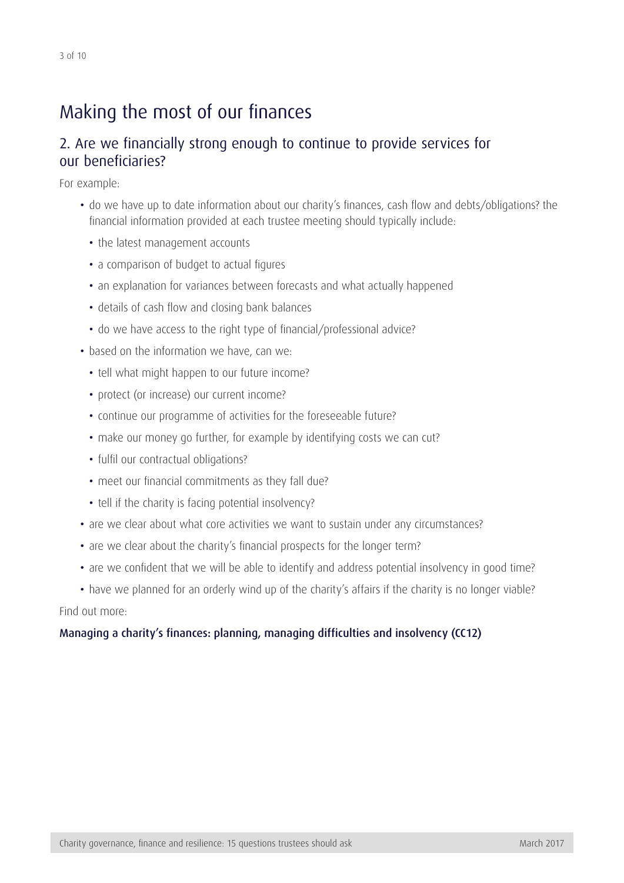# Making the most of our finances

## 2. Are we financially strong enough to continue to provide services for our beneficiaries?

For example:

- do we have up to date information about our charity's finances, cash flow and debts/obligations? the financial information provided at each trustee meeting should typically include:
  - the latest management accounts
  - a comparison of budget to actual figures
  - an explanation for variances between forecasts and what actually happened
  - details of cash flow and closing bank balances
  - do we have access to the right type of financial/professional advice?
- based on the information we have, can we:
  - tell what might happen to our future income?
  - protect (or increase) our current income?
  - continue our programme of activities for the foreseeable future?
  - make our money go further, for example by identifying costs we can cut?
  - fulfil our contractual obligations?
  - meet our financial commitments as they fall due?
  - tell if the charity is facing potential insolvency?
- are we clear about what core activities we want to sustain under any circumstances?
- are we clear about the charity's financial prospects for the longer term?
- are we confident that we will be able to identify and address potential insolvency in good time?
- have we planned for an orderly wind up of the charity's affairs if the charity is no longer viable?

Find out more:

**Managing a charity's finances: planning, managing difficulties and insolvency (CC12)**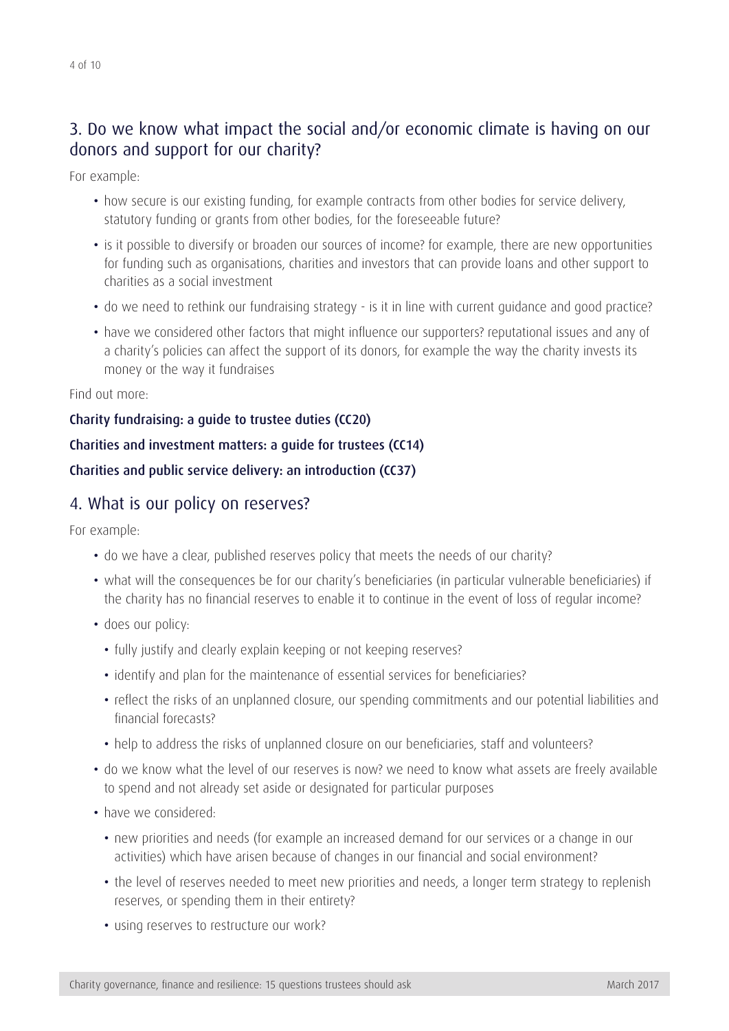## 3. Do we know what impact the social and/or economic climate is having on our donors and support for our charity?

For example:

- how secure is our existing funding, for example contracts from other bodies for service delivery, statutory funding or grants from other bodies, for the foreseeable future?
- is it possible to diversify or broaden our sources of income? for example, there are new opportunities for funding such as organisations, charities and investors that can provide loans and other support to charities as a social investment
- do we need to rethink our fundraising strategy - is it in line with current guidance and good practice?
- have we considered other factors that might influence our supporters? reputational issues and any of a charity's policies can affect the support of its donors, for example the way the charity invests its money or the way it fundraises

Find out more:

**Charity fundraising: a guide to trustee duties (CC20)**

**Charities and investment matters: a guide for trustees (CC14)**

**Charities and public service delivery: an introduction (CC37)**

## 4. What is our policy on reserves?

For example:

- do we have a clear, published reserves policy that meets the needs of our charity?
- what will the consequences be for our charity's beneficiaries (in particular vulnerable beneficiaries) if the charity has no financial reserves to enable it to continue in the event of loss of regular income?
- does our policy:
  - fully justify and clearly explain keeping or not keeping reserves?
  - identify and plan for the maintenance of essential services for beneficiaries?
  - reflect the risks of an unplanned closure, our spending commitments and our potential liabilities and financial forecasts?
  - help to address the risks of unplanned closure on our beneficiaries, staff and volunteers?
- do we know what the level of our reserves is now? we need to know what assets are freely available to spend and not already set aside or designated for particular purposes
- have we considered:
  - new priorities and needs (for example an increased demand for our services or a change in our activities) which have arisen because of changes in our financial and social environment?
  - the level of reserves needed to meet new priorities and needs, a longer term strategy to replenish reserves, or spending them in their entirety?
  - using reserves to restructure our work?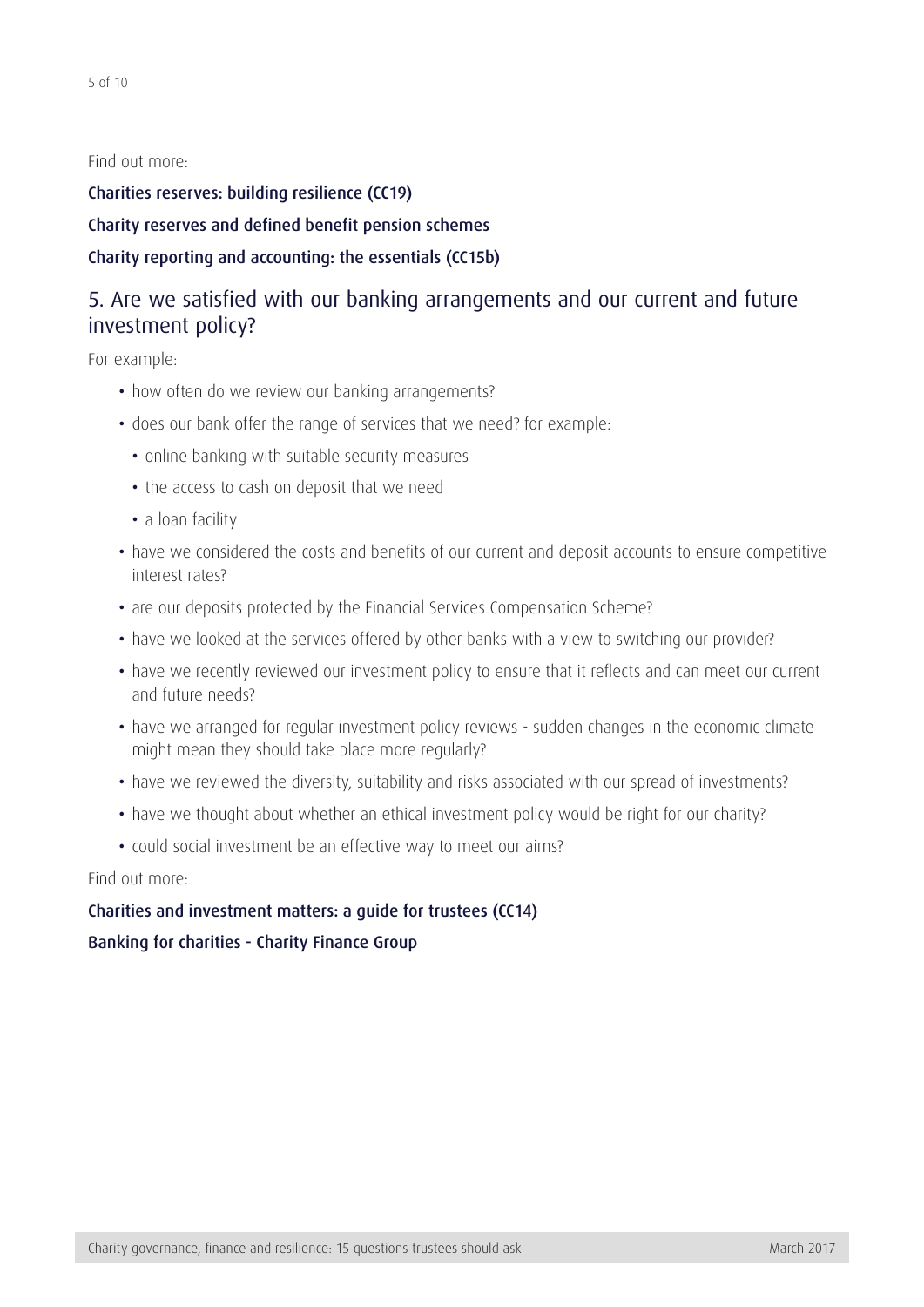Find out more:

**Charities reserves: building resilience (CC19)**

**Charity reserves and defined benefit pension schemes**

**Charity reporting and accounting: the essentials (CC15b)**

## 5. Are we satisfied with our banking arrangements and our current and future investment policy?

For example:

- how often do we review our banking arrangements?
- does our bank offer the range of services that we need? for example:
  - online banking with suitable security measures
  - the access to cash on deposit that we need
  - a loan facility
- have we considered the costs and benefits of our current and deposit accounts to ensure competitive interest rates?
- are our deposits protected by the Financial Services Compensation Scheme?
- have we looked at the services offered by other banks with a view to switching our provider?
- have we recently reviewed our investment policy to ensure that it reflects and can meet our current and future needs?
- have we arranged for regular investment policy reviews - sudden changes in the economic climate might mean they should take place more regularly?
- have we reviewed the diversity, suitability and risks associated with our spread of investments?
- have we thought about whether an ethical investment policy would be right for our charity?
- could social investment be an effective way to meet our aims?

Find out more:

**Charities and investment matters: a guide for trustees (CC14)**

**Banking for charities - Charity Finance Group**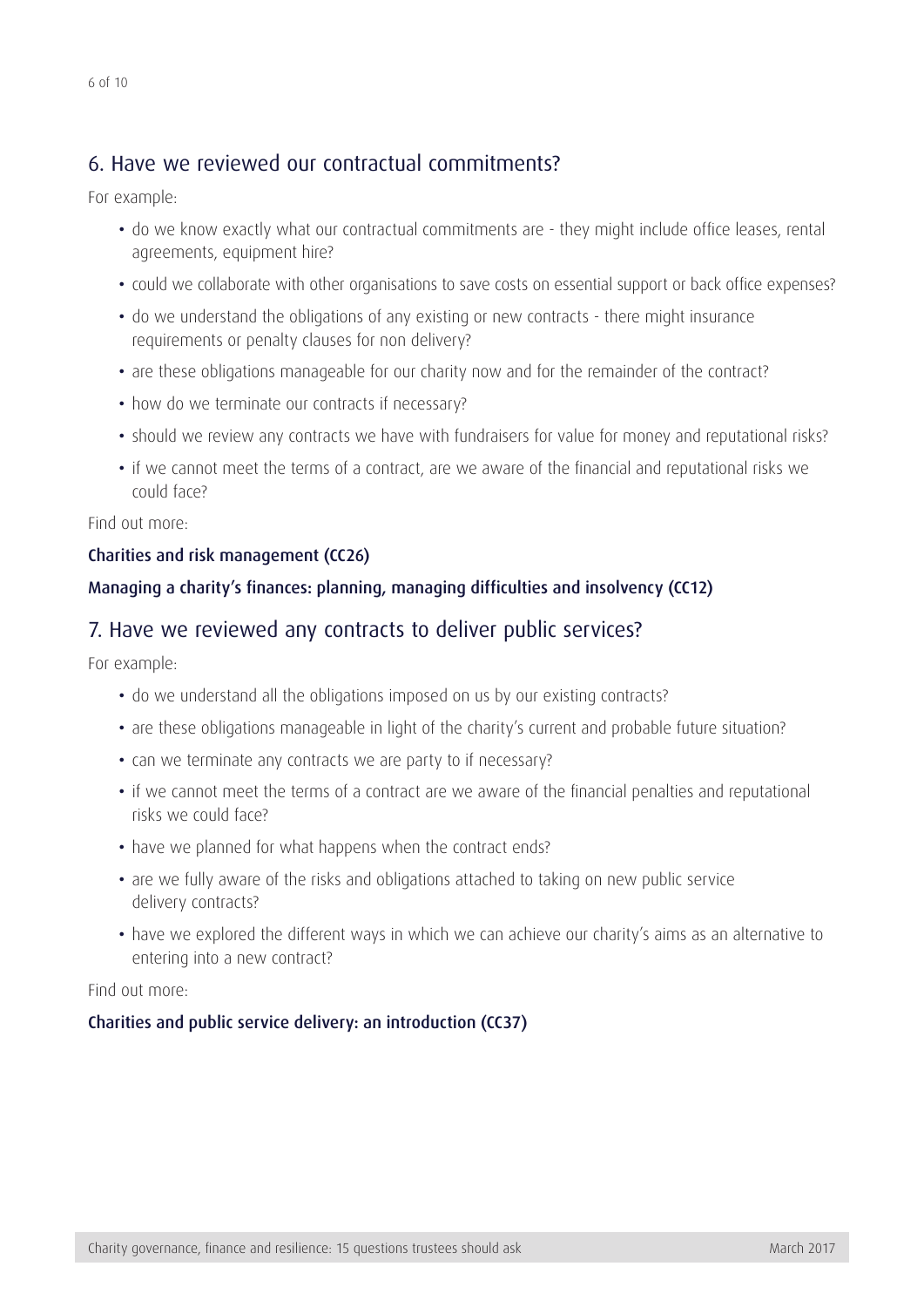## 6. Have we reviewed our contractual commitments?

For example:

- do we know exactly what our contractual commitments are - they might include office leases, rental agreements, equipment hire?
- could we collaborate with other organisations to save costs on essential support or back office expenses?
- do we understand the obligations of any existing or new contracts - there might insurance requirements or penalty clauses for non delivery?
- are these obligations manageable for our charity now and for the remainder of the contract?
- how do we terminate our contracts if necessary?
- should we review any contracts we have with fundraisers for value for money and reputational risks?
- if we cannot meet the terms of a contract, are we aware of the financial and reputational risks we could face?

Find out more:

**Charities and risk management (CC26)**

**Managing a charity's finances: planning, managing difficulties and insolvency (CC12)**

## 7. Have we reviewed any contracts to deliver public services?

For example:

- do we understand all the obligations imposed on us by our existing contracts?
- are these obligations manageable in light of the charity's current and probable future situation?
- can we terminate any contracts we are party to if necessary?
- if we cannot meet the terms of a contract are we aware of the financial penalties and reputational risks we could face?
- have we planned for what happens when the contract ends?
- are we fully aware of the risks and obligations attached to taking on new public service delivery contracts?
- have we explored the different ways in which we can achieve our charity's aims as an alternative to entering into a new contract?

Find out more:

**Charities and public service delivery: an introduction (CC37)**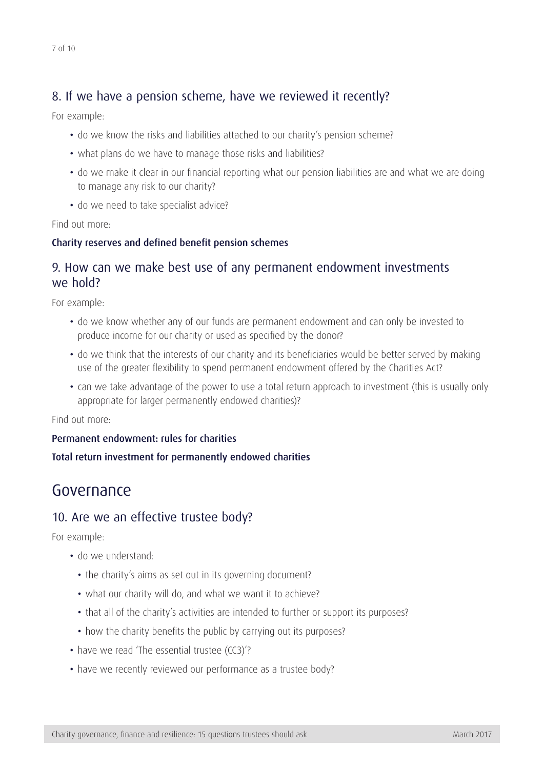## 8. If we have a pension scheme, have we reviewed it recently?

For example:

- do we know the risks and liabilities attached to our charity's pension scheme?
- what plans do we have to manage those risks and liabilities?
- do we make it clear in our financial reporting what our pension liabilities are and what we are doing to manage any risk to our charity?
- do we need to take specialist advice?

Find out more:

**Charity reserves and defined benefit pension schemes**

## 9. How can we make best use of any permanent endowment investments we hold?

For example:

- do we know whether any of our funds are permanent endowment and can only be invested to produce income for our charity or used as specified by the donor?
- do we think that the interests of our charity and its beneficiaries would be better served by making use of the greater flexibility to spend permanent endowment offered by the Charities Act?
- can we take advantage of the power to use a total return approach to investment (this is usually only appropriate for larger permanently endowed charities)?

Find out more:

**Permanent endowment: rules for charities**

**Total return investment for permanently endowed charities**

# Governance

## 10. Are we an effective trustee body?

For example:

- do we understand:
  - the charity's aims as set out in its governing document?
  - what our charity will do, and what we want it to achieve?
  - that all of the charity's activities are intended to further or support its purposes?
  - how the charity benefits the public by carrying out its purposes?
- have we read 'The essential trustee (CC3)'?
- have we recently reviewed our performance as a trustee body?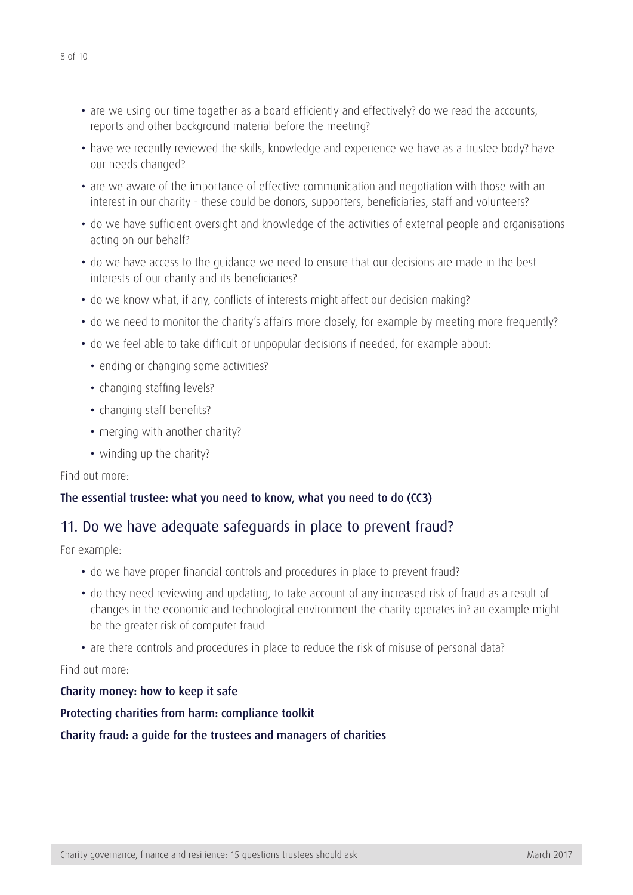- are we using our time together as a board efficiently and effectively? do we read the accounts, reports and other background material before the meeting?
- have we recently reviewed the skills, knowledge and experience we have as a trustee body? have our needs changed?
- are we aware of the importance of effective communication and negotiation with those with an interest in our charity - these could be donors, supporters, beneficiaries, staff and volunteers?
- do we have sufficient oversight and knowledge of the activities of external people and organisations acting on our behalf?
- do we have access to the guidance we need to ensure that our decisions are made in the best interests of our charity and its beneficiaries?
- do we know what, if any, conflicts of interests might affect our decision making?
- do we need to monitor the charity's affairs more closely, for example by meeting more frequently?
- do we feel able to take difficult or unpopular decisions if needed, for example about:
  - ending or changing some activities?
  - changing staffing levels?
  - changing staff benefits?
  - merging with another charity?
  - winding up the charity?

Find out more:

**The essential trustee: what you need to know, what you need to do (CC3)**

## 11. Do we have adequate safeguards in place to prevent fraud?

For example:

- do we have proper financial controls and procedures in place to prevent fraud?
- do they need reviewing and updating, to take account of any increased risk of fraud as a result of changes in the economic and technological environment the charity operates in? an example might be the greater risk of computer fraud
- are there controls and procedures in place to reduce the risk of misuse of personal data?

Find out more:

**Charity money: how to keep it safe**

**Protecting charities from harm: compliance toolkit**

**Charity fraud: a guide for the trustees and managers of charities**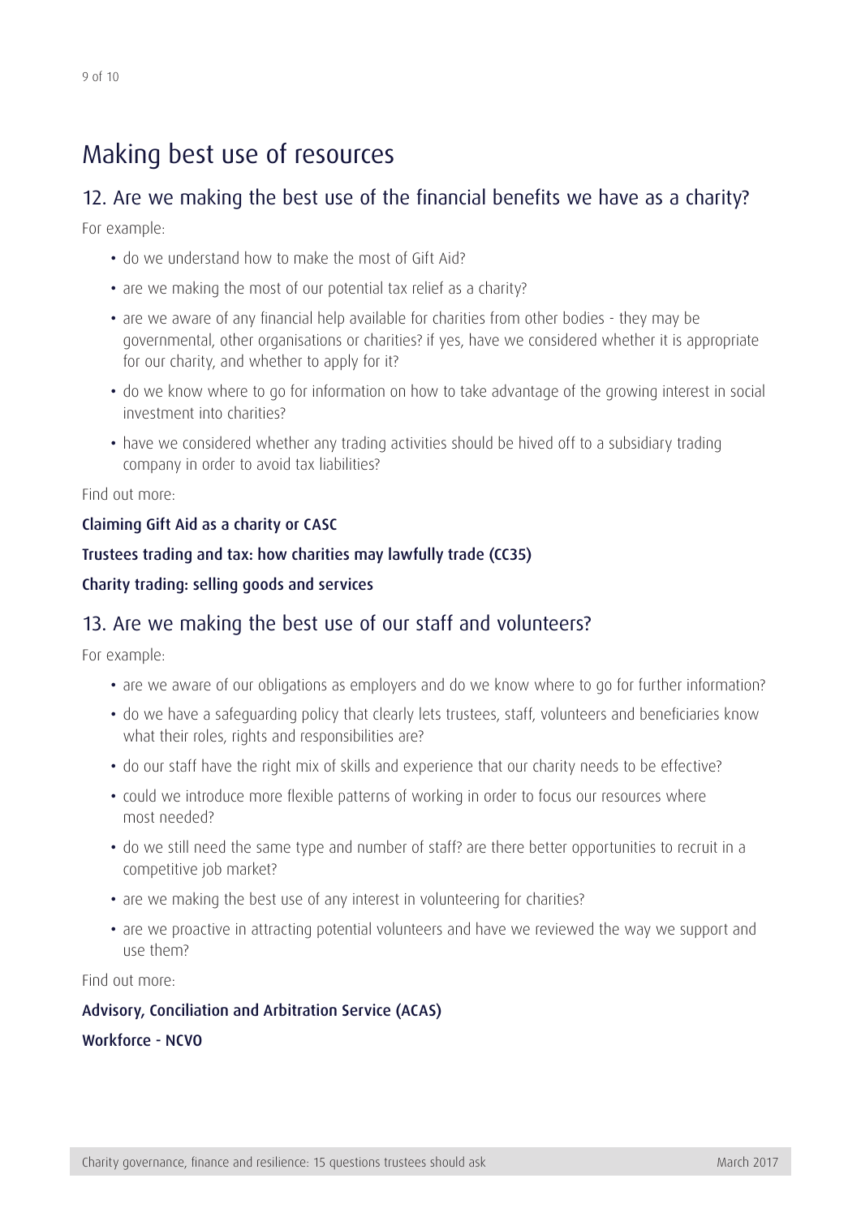# Making best use of resources

## 12. Are we making the best use of the financial benefits we have as a charity?

For example:

- do we understand how to make the most of Gift Aid?
- are we making the most of our potential tax relief as a charity?
- are we aware of any financial help available for charities from other bodies - they may be governmental, other organisations or charities? if yes, have we considered whether it is appropriate for our charity, and whether to apply for it?
- do we know where to go for information on how to take advantage of the growing interest in social investment into charities?
- have we considered whether any trading activities should be hived off to a subsidiary trading company in order to avoid tax liabilities?

Find out more:

**Claiming Gift Aid as a charity or CASC**

**Trustees trading and tax: how charities may lawfully trade (CC35)**

**Charity trading: selling goods and services**

## 13. Are we making the best use of our staff and volunteers?

For example:

- are we aware of our obligations as employers and do we know where to go for further information?
- do we have a safeguarding policy that clearly lets trustees, staff, volunteers and beneficiaries know what their roles, rights and responsibilities are?
- do our staff have the right mix of skills and experience that our charity needs to be effective?
- could we introduce more flexible patterns of working in order to focus our resources where most needed?
- do we still need the same type and number of staff? are there better opportunities to recruit in a competitive job market?
- are we making the best use of any interest in volunteering for charities?
- are we proactive in attracting potential volunteers and have we reviewed the way we support and use them?

Find out more:

**Advisory, Conciliation and Arbitration Service (ACAS)**

**Workforce - NCVO**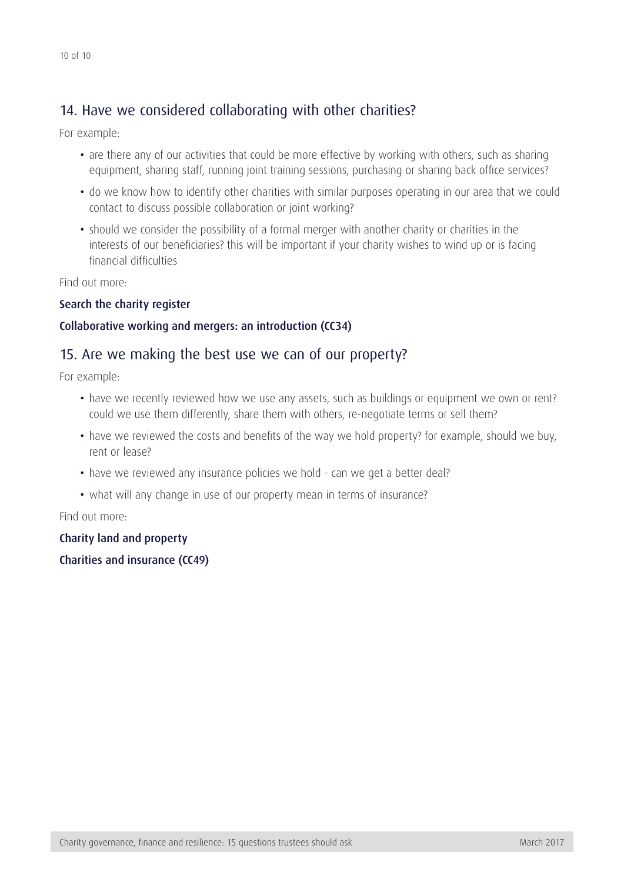## 14. Have we considered collaborating with other charities?

For example:

- are there any of our activities that could be more effective by working with others, such as sharing equipment, sharing staff, running joint training sessions, purchasing or sharing back office services?
- do we know how to identify other charities with similar purposes operating in our area that we could contact to discuss possible collaboration or joint working?
- should we consider the possibility of a formal merger with another charity or charities in the interests of our beneficiaries? this will be important if your charity wishes to wind up or is facing financial difficulties

Find out more:

**Search the charity register**

**Collaborative working and mergers: an introduction (CC34)**

## 15. Are we making the best use we can of our property?

For example:

- have we recently reviewed how we use any assets, such as buildings or equipment we own or rent? could we use them differently, share them with others, re-negotiate terms or sell them?
- have we reviewed the costs and benefits of the way we hold property? for example, should we buy, rent or lease?
- have we reviewed any insurance policies we hold - can we get a better deal?
- what will any change in use of our property mean in terms of insurance?

Find out more:

**Charity land and property**

**Charities and insurance (CC49)**